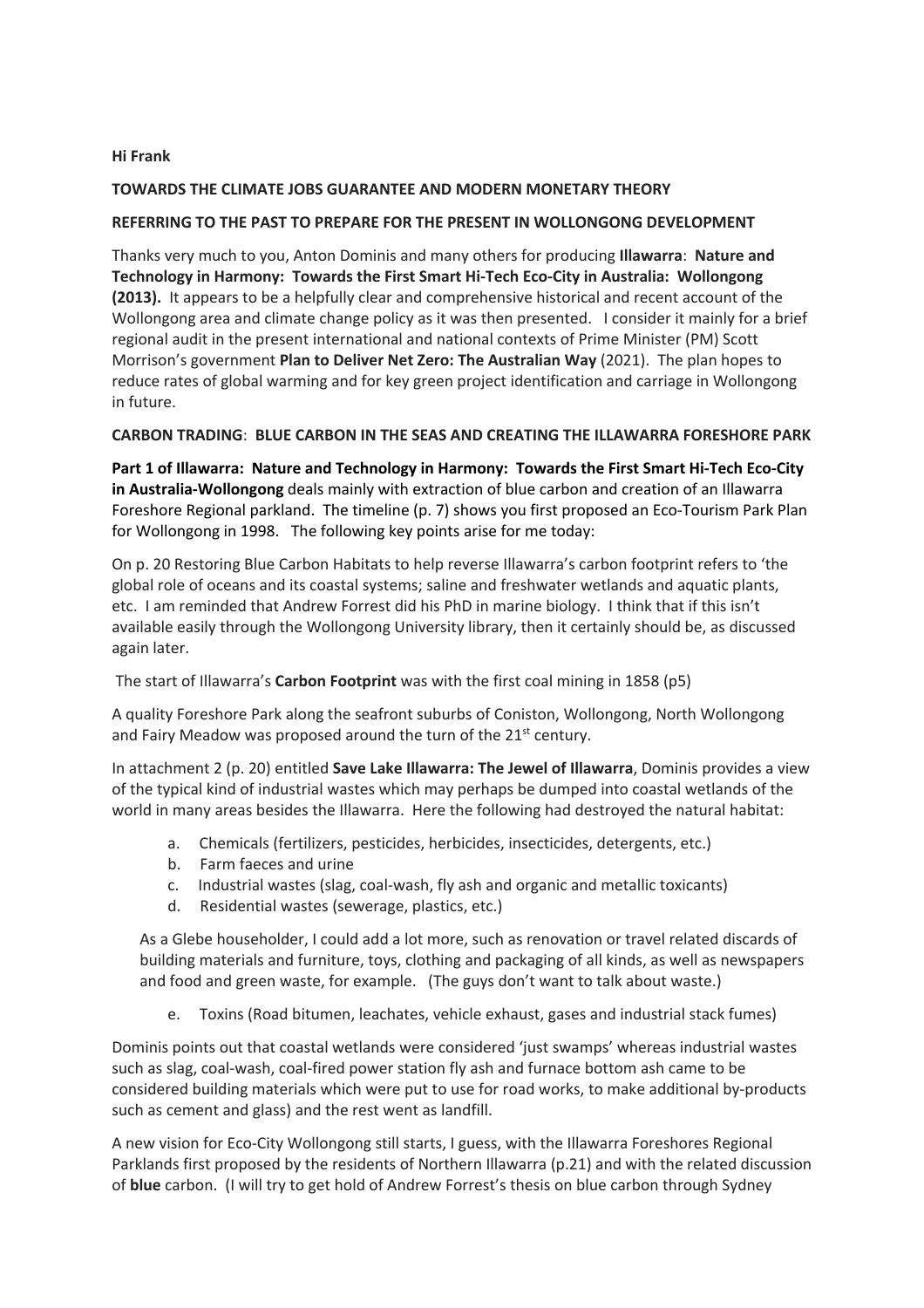**Hi Frank**

**TOWARDS THE CLIMATE JOBS GUARANTEE AND MODERN MONETARY THEORY**

**REFERRING TO THE PAST TO PREPARE FOR THE PRESENT IN WOLLONGONG DEVELOPMENT**

Thanks very much to you, Anton Dominis and many others for producing **Illawarra**: **Nature and Technology in Harmony: Towards the First Smart Hi-Tech Eco-City in Australia: Wollongong (2013).** It appears to be a helpfully clear and comprehensive historical and recent account of the Wollongong area and climate change policy as it was then presented. I consider it mainly for a brief regional audit in the present international and national contexts of Prime Minister (PM) Scott Morrison's government **Plan to Deliver Net Zero: The Australian Way** (2021). The plan hopes to reduce rates of global warming and for key green project identification and carriage in Wollongong in future.

**CARBON TRADING**: **BLUE CARBON IN THE SEAS AND CREATING THE ILLAWARRA FORESHORE PARK**

**Part 1 of Illawarra: Nature and Technology in Harmony: Towards the First Smart Hi-Tech Eco-City in Australia-Wollongong** deals mainly with extraction of blue carbon and creation of an Illawarra Foreshore Regional parkland. The timeline (p. 7) shows you first proposed an Eco-Tourism Park Plan for Wollongong in 1998. The following key points arise for me today:

On p. 20 Restoring Blue Carbon Habitats to help reverse Illawarra's carbon footprint refers to 'the global role of oceans and its coastal systems; saline and freshwater wetlands and aquatic plants, etc. I am reminded that Andrew Forrest did his PhD in marine biology. I think that if this isn't available easily through the Wollongong University library, then it certainly should be, as discussed again later.

The start of Illawarra's **Carbon Footprint** was with the first coal mining in 1858 (p5)

A quality Foreshore Park along the seafront suburbs of Coniston, Wollongong, North Wollongong and Fairy Meadow was proposed around the turn of the 21st century.

In attachment 2 (p. 20) entitled **Save Lake Illawarra: The Jewel of Illawarra**, Dominis provides a view of the typical kind of industrial wastes which may perhaps be dumped into coastal wetlands of the world in many areas besides the Illawarra. Here the following had destroyed the natural habitat:

a. Chemicals (fertilizers, pesticides, herbicides, insecticides, detergents, etc.)
b. Farm faeces and urine
c. Industrial wastes (slag, coal-wash, fly ash and organic and metallic toxicants)
d. Residential wastes (sewerage, plastics, etc.)

As a Glebe householder, I could add a lot more, such as renovation or travel related discards of building materials and furniture, toys, clothing and packaging of all kinds, as well as newspapers and food and green waste, for example. (The guys don't want to talk about waste.)

e. Toxins (Road bitumen, leachates, vehicle exhaust, gases and industrial stack fumes)

Dominis points out that coastal wetlands were considered 'just swamps' whereas industrial wastes such as slag, coal-wash, coal-fired power station fly ash and furnace bottom ash came to be considered building materials which were put to use for road works, to make additional by-products such as cement and glass) and the rest went as landfill.

A new vision for Eco-City Wollongong still starts, I guess, with the Illawarra Foreshores Regional Parklands first proposed by the residents of Northern Illawarra (p.21) and with the related discussion of **blue** carbon. (I will try to get hold of Andrew Forrest's thesis on blue carbon through Sydney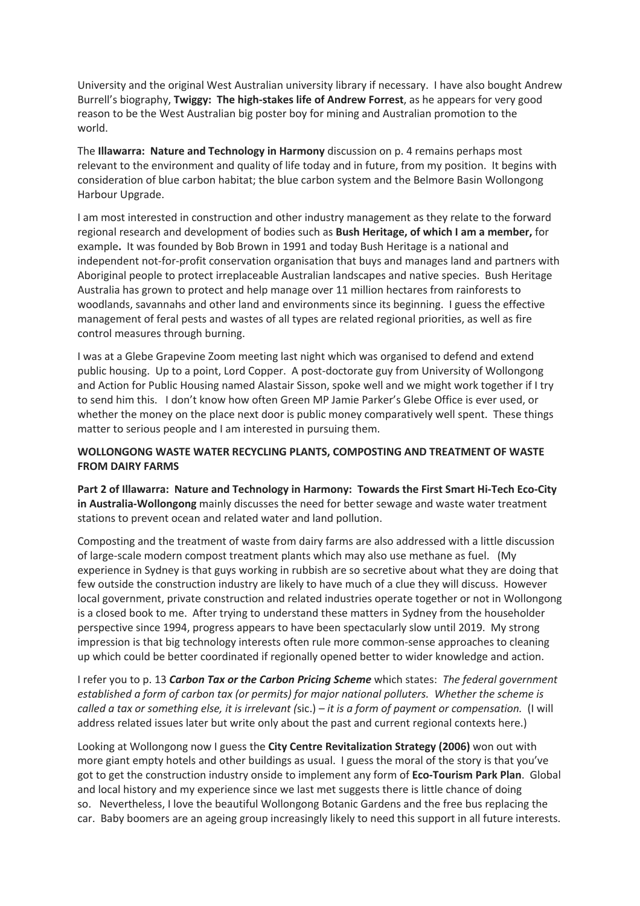University and the original West Australian university library if necessary. I have also bought Andrew Burrell's biography, **Twiggy: The high-stakes life of Andrew Forrest**, as he appears for very good reason to be the West Australian big poster boy for mining and Australian promotion to the world.

The **Illawarra: Nature and Technology in Harmony** discussion on p. 4 remains perhaps most relevant to the environment and quality of life today and in future, from my position. It begins with consideration of blue carbon habitat; the blue carbon system and the Belmore Basin Wollongong Harbour Upgrade.

I am most interested in construction and other industry management as they relate to the forward regional research and development of bodies such as **Bush Heritage, of which I am a member,** for example**.** It was founded by Bob Brown in 1991 and today Bush Heritage is a national and independent not-for-profit conservation organisation that buys and manages land and partners with Aboriginal people to protect irreplaceable Australian landscapes and native species. Bush Heritage Australia has grown to protect and help manage over 11 million hectares from rainforests to woodlands, savannahs and other land and environments since its beginning. I guess the effective management of feral pests and wastes of all types are related regional priorities, as well as fire control measures through burning.

I was at a Glebe Grapevine Zoom meeting last night which was organised to defend and extend public housing. Up to a point, Lord Copper. A post-doctorate guy from University of Wollongong and Action for Public Housing named Alastair Sisson, spoke well and we might work together if I try to send him this. I don't know how often Green MP Jamie Parker's Glebe Office is ever used, or whether the money on the place next door is public money comparatively well spent. These things matter to serious people and I am interested in pursuing them.

**WOLLONGONG WASTE WATER RECYCLING PLANTS, COMPOSTING AND TREATMENT OF WASTE FROM DAIRY FARMS**

**Part 2 of Illawarra: Nature and Technology in Harmony: Towards the First Smart Hi-Tech Eco-City in Australia-Wollongong** mainly discusses the need for better sewage and waste water treatment stations to prevent ocean and related water and land pollution.

Composting and the treatment of waste from dairy farms are also addressed with a little discussion of large-scale modern compost treatment plants which may also use methane as fuel. (My experience in Sydney is that guys working in rubbish are so secretive about what they are doing that few outside the construction industry are likely to have much of a clue they will discuss. However local government, private construction and related industries operate together or not in Wollongong is a closed book to me. After trying to understand these matters in Sydney from the householder perspective since 1994, progress appears to have been spectacularly slow until 2019. My strong impression is that big technology interests often rule more common-sense approaches to cleaning up which could be better coordinated if regionally opened better to wider knowledge and action.

I refer you to p. 13 ***Carbon Tax or the Carbon Pricing Scheme*** which states: *The federal government established a form of carbon tax (or permits) for major national polluters. Whether the scheme is called a tax or something else, it is irrelevant (*sic.) – *it is a form of payment or compensation.* (I will address related issues later but write only about the past and current regional contexts here.)

Looking at Wollongong now I guess the **City Centre Revitalization Strategy (2006)** won out with more giant empty hotels and other buildings as usual. I guess the moral of the story is that you've got to get the construction industry onside to implement any form of **Eco-Tourism Park Plan**. Global and local history and my experience since we last met suggests there is little chance of doing so. Nevertheless, I love the beautiful Wollongong Botanic Gardens and the free bus replacing the car. Baby boomers are an ageing group increasingly likely to need this support in all future interests.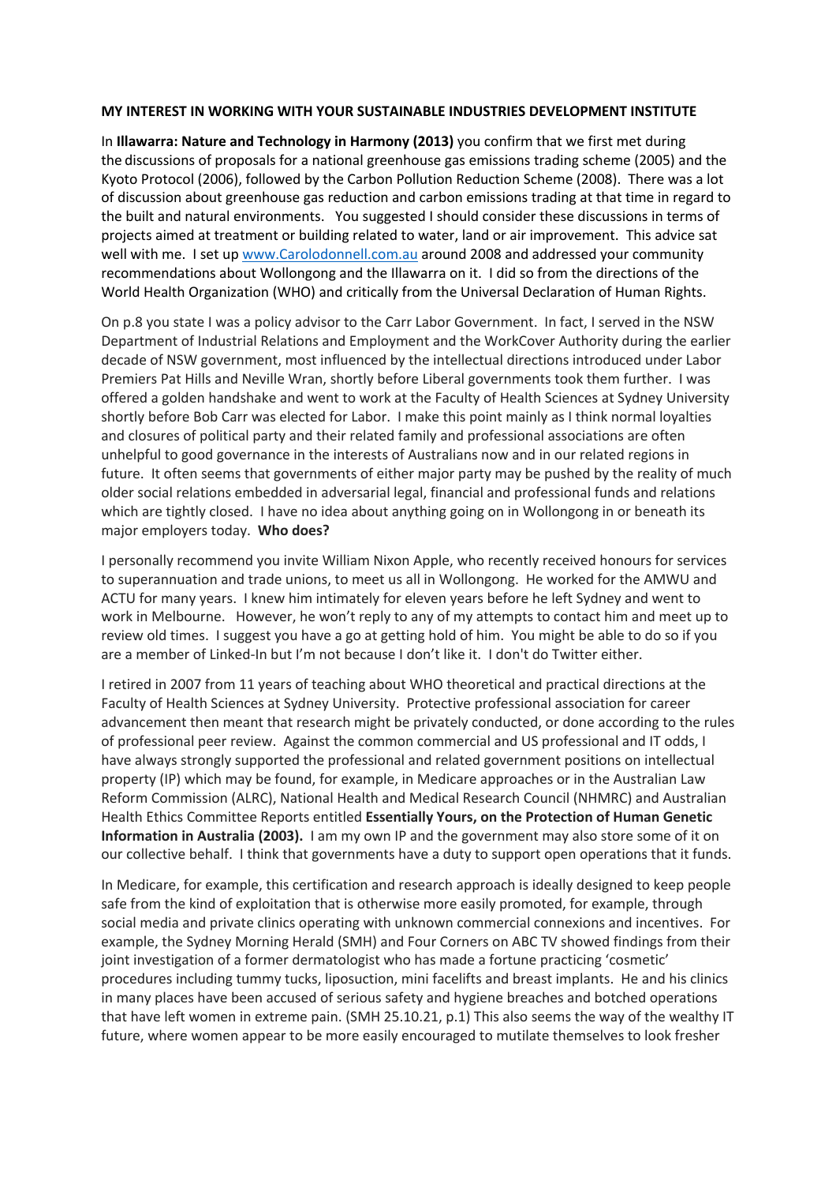**MY INTEREST IN WORKING WITH YOUR SUSTAINABLE INDUSTRIES DEVELOPMENT INSTITUTE**

In **Illawarra: Nature and Technology in Harmony (2013)** you confirm that we first met during the discussions of proposals for a national greenhouse gas emissions trading scheme (2005) and the Kyoto Protocol (2006), followed by the Carbon Pollution Reduction Scheme (2008). There was a lot of discussion about greenhouse gas reduction and carbon emissions trading at that time in regard to the built and natural environments. You suggested I should consider these discussions in terms of projects aimed at treatment or building related to water, land or air improvement. This advice sat well with me. I set up [www.Carolodonnell.com.au](www.Carolodonnell.com.au) around 2008 and addressed your community recommendations about Wollongong and the Illawarra on it. I did so from the directions of the World Health Organization (WHO) and critically from the Universal Declaration of Human Rights.

On p.8 you state I was a policy advisor to the Carr Labor Government. In fact, I served in the NSW Department of Industrial Relations and Employment and the WorkCover Authority during the earlier decade of NSW government, most influenced by the intellectual directions introduced under Labor Premiers Pat Hills and Neville Wran, shortly before Liberal governments took them further. I was offered a golden handshake and went to work at the Faculty of Health Sciences at Sydney University shortly before Bob Carr was elected for Labor. I make this point mainly as I think normal loyalties and closures of political party and their related family and professional associations are often unhelpful to good governance in the interests of Australians now and in our related regions in future. It often seems that governments of either major party may be pushed by the reality of much older social relations embedded in adversarial legal, financial and professional funds and relations which are tightly closed. I have no idea about anything going on in Wollongong in or beneath its major employers today. **Who does?**

I personally recommend you invite William Nixon Apple, who recently received honours for services to superannuation and trade unions, to meet us all in Wollongong. He worked for the AMWU and ACTU for many years. I knew him intimately for eleven years before he left Sydney and went to work in Melbourne. However, he won't reply to any of my attempts to contact him and meet up to review old times. I suggest you have a go at getting hold of him. You might be able to do so if you are a member of Linked-In but I'm not because I don't like it. I don't do Twitter either.

I retired in 2007 from 11 years of teaching about WHO theoretical and practical directions at the Faculty of Health Sciences at Sydney University. Protective professional association for career advancement then meant that research might be privately conducted, or done according to the rules of professional peer review. Against the common commercial and US professional and IT odds, I have always strongly supported the professional and related government positions on intellectual property (IP) which may be found, for example, in Medicare approaches or in the Australian Law Reform Commission (ALRC), National Health and Medical Research Council (NHMRC) and Australian Health Ethics Committee Reports entitled **Essentially Yours, on the Protection of Human Genetic Information in Australia (2003).** I am my own IP and the government may also store some of it on our collective behalf. I think that governments have a duty to support open operations that it funds.

In Medicare, for example, this certification and research approach is ideally designed to keep people safe from the kind of exploitation that is otherwise more easily promoted, for example, through social media and private clinics operating with unknown commercial connexions and incentives. For example, the Sydney Morning Herald (SMH) and Four Corners on ABC TV showed findings from their joint investigation of a former dermatologist who has made a fortune practicing 'cosmetic' procedures including tummy tucks, liposuction, mini facelifts and breast implants. He and his clinics in many places have been accused of serious safety and hygiene breaches and botched operations that have left women in extreme pain. (SMH 25.10.21, p.1) This also seems the way of the wealthy IT future, where women appear to be more easily encouraged to mutilate themselves to look fresher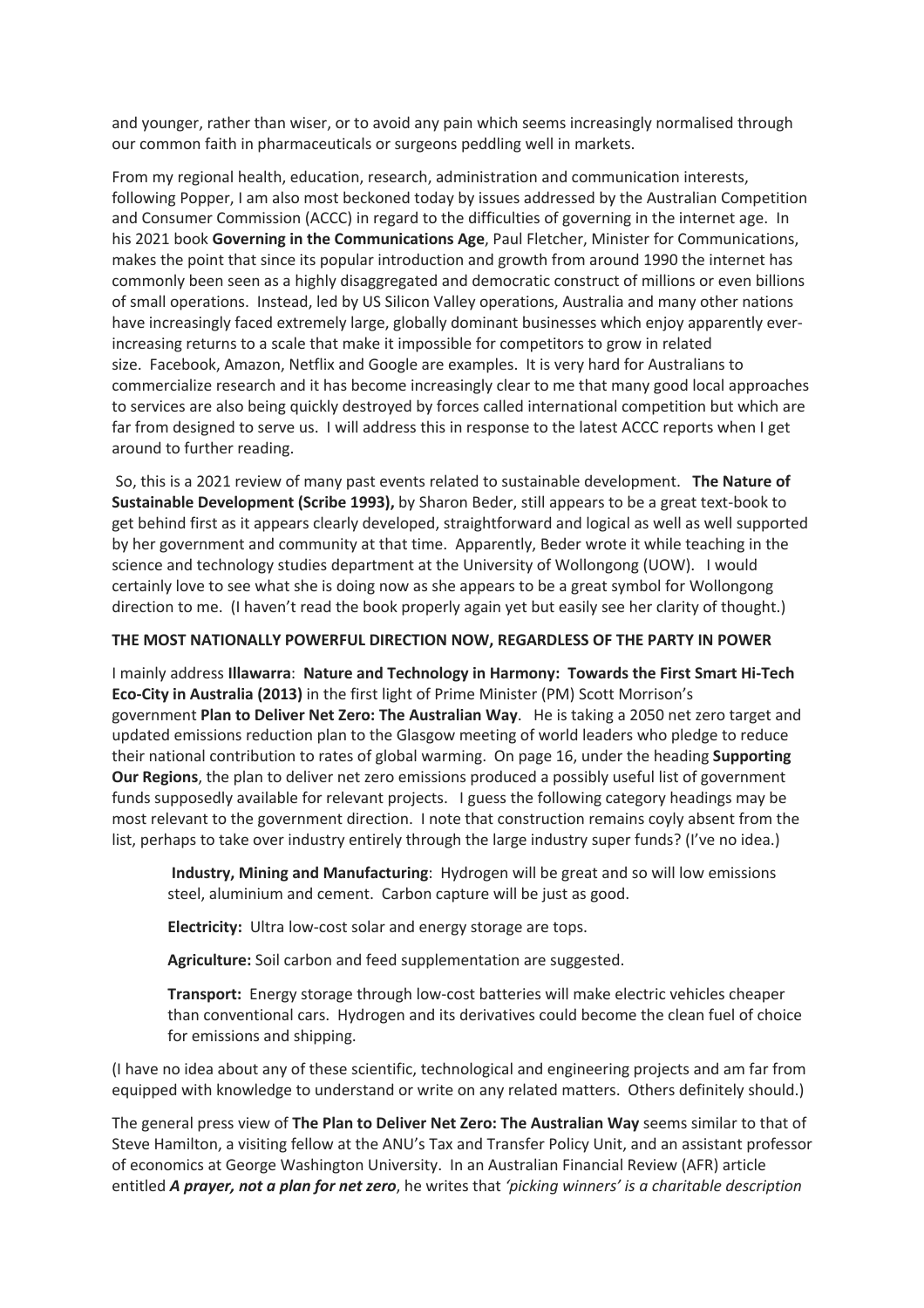and younger, rather than wiser, or to avoid any pain which seems increasingly normalised through our common faith in pharmaceuticals or surgeons peddling well in markets.

From my regional health, education, research, administration and communication interests, following Popper, I am also most beckoned today by issues addressed by the Australian Competition and Consumer Commission (ACCC) in regard to the difficulties of governing in the internet age. In his 2021 book **Governing in the Communications Age**, Paul Fletcher, Minister for Communications, makes the point that since its popular introduction and growth from around 1990 the internet has commonly been seen as a highly disaggregated and democratic construct of millions or even billions of small operations. Instead, led by US Silicon Valley operations, Australia and many other nations have increasingly faced extremely large, globally dominant businesses which enjoy apparently ever-increasing returns to a scale that make it impossible for competitors to grow in related size. Facebook, Amazon, Netflix and Google are examples. It is very hard for Australians to commercialize research and it has become increasingly clear to me that many good local approaches to services are also being quickly destroyed by forces called international competition but which are far from designed to serve us. I will address this in response to the latest ACCC reports when I get around to further reading.

So, this is a 2021 review of many past events related to sustainable development. **The Nature of Sustainable Development (Scribe 1993),** by Sharon Beder, still appears to be a great text-book to get behind first as it appears clearly developed, straightforward and logical as well as well supported by her government and community at that time. Apparently, Beder wrote it while teaching in the science and technology studies department at the University of Wollongong (UOW). I would certainly love to see what she is doing now as she appears to be a great symbol for Wollongong direction to me. (I haven't read the book properly again yet but easily see her clarity of thought.)

**THE MOST NATIONALLY POWERFUL DIRECTION NOW, REGARDLESS OF THE PARTY IN POWER**

I mainly address **Illawarra**: **Nature and Technology in Harmony: Towards the First Smart Hi-Tech Eco-City in Australia (2013)** in the first light of Prime Minister (PM) Scott Morrison's government **Plan to Deliver Net Zero: The Australian Way**. He is taking a 2050 net zero target and updated emissions reduction plan to the Glasgow meeting of world leaders who pledge to reduce their national contribution to rates of global warming. On page 16, under the heading **Supporting Our Regions**, the plan to deliver net zero emissions produced a possibly useful list of government funds supposedly available for relevant projects. I guess the following category headings may be most relevant to the government direction. I note that construction remains coyly absent from the list, perhaps to take over industry entirely through the large industry super funds? (I've no idea.)

> **Industry, Mining and Manufacturing**: Hydrogen will be great and so will low emissions steel, aluminium and cement. Carbon capture will be just as good.
>
> **Electricity:** Ultra low-cost solar and energy storage are tops.
>
> **Agriculture:** Soil carbon and feed supplementation are suggested.
>
> **Transport:** Energy storage through low-cost batteries will make electric vehicles cheaper than conventional cars. Hydrogen and its derivatives could become the clean fuel of choice for emissions and shipping.

(I have no idea about any of these scientific, technological and engineering projects and am far from equipped with knowledge to understand or write on any related matters. Others definitely should.)

The general press view of **The Plan to Deliver Net Zero: The Australian Way** seems similar to that of Steve Hamilton, a visiting fellow at the ANU's Tax and Transfer Policy Unit, and an assistant professor of economics at George Washington University. In an Australian Financial Review (AFR) article entitled ***A prayer, not a plan for net zero***, he writes that *'picking winners' is a charitable description*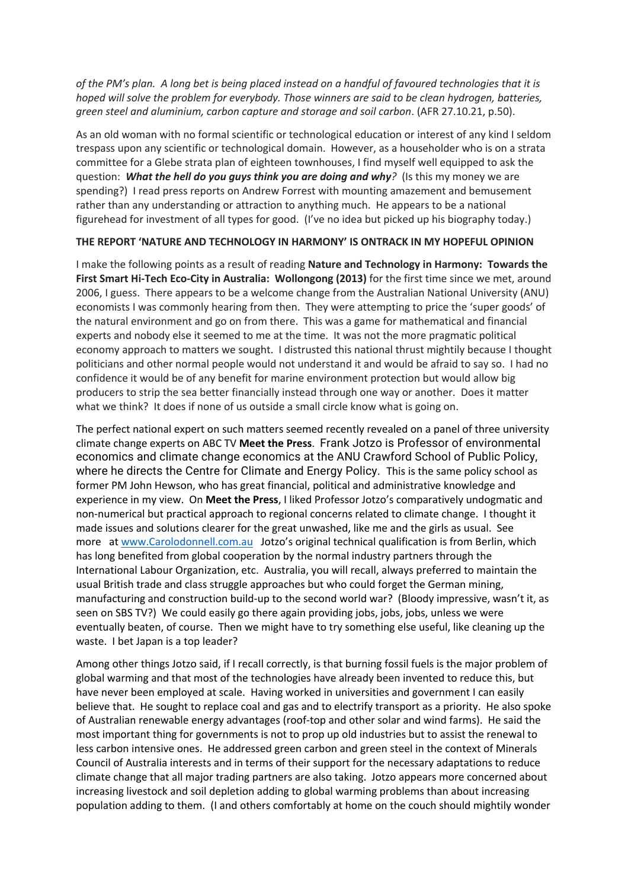*of the PM's plan. A long bet is being placed instead on a handful of favoured technologies that it is hoped will solve the problem for everybody. Those winners are said to be clean hydrogen, batteries, green steel and aluminium, carbon capture and storage and soil carbon*. (AFR 27.10.21, p.50).

As an old woman with no formal scientific or technological education or interest of any kind I seldom trespass upon any scientific or technological domain. However, as a householder who is on a strata committee for a Glebe strata plan of eighteen townhouses, I find myself well equipped to ask the question: ***What the hell do you guys think you are doing and why****?* (Is this my money we are spending?) I read press reports on Andrew Forrest with mounting amazement and bemusement rather than any understanding or attraction to anything much. He appears to be a national figurehead for investment of all types for good. (I've no idea but picked up his biography today.)

**THE REPORT 'NATURE AND TECHNOLOGY IN HARMONY' IS ONTRACK IN MY HOPEFUL OPINION**

I make the following points as a result of reading **Nature and Technology in Harmony: Towards the First Smart Hi-Tech Eco-City in Australia: Wollongong (2013)** for the first time since we met, around 2006, I guess. There appears to be a welcome change from the Australian National University (ANU) economists I was commonly hearing from then. They were attempting to price the 'super goods' of the natural environment and go on from there. This was a game for mathematical and financial experts and nobody else it seemed to me at the time. It was not the more pragmatic political economy approach to matters we sought. I distrusted this national thrust mightily because I thought politicians and other normal people would not understand it and would be afraid to say so. I had no confidence it would be of any benefit for marine environment protection but would allow big producers to strip the sea better financially instead through one way or another. Does it matter what we think? It does if none of us outside a small circle know what is going on.

The perfect national expert on such matters seemed recently revealed on a panel of three university climate change experts on ABC TV **Meet the Press**. Frank Jotzo is Professor of environmental economics and climate change economics at the ANU Crawford School of Public Policy, where he directs the Centre for Climate and Energy Policy. This is the same policy school as former PM John Hewson, who has great financial, political and administrative knowledge and experience in my view. On **Meet the Press**, I liked Professor Jotzo's comparatively undogmatic and non-numerical but practical approach to regional concerns related to climate change. I thought it made issues and solutions clearer for the great unwashed, like me and the girls as usual. See more at [www.Carolodonnell.com.au](www.Carolodonnell.com.au) Jotzo's original technical qualification is from Berlin, which has long benefited from global cooperation by the normal industry partners through the International Labour Organization, etc. Australia, you will recall, always preferred to maintain the usual British trade and class struggle approaches but who could forget the German mining, manufacturing and construction build-up to the second world war? (Bloody impressive, wasn't it, as seen on SBS TV?) We could easily go there again providing jobs, jobs, jobs, unless we were eventually beaten, of course. Then we might have to try something else useful, like cleaning up the waste. I bet Japan is a top leader?

Among other things Jotzo said, if I recall correctly, is that burning fossil fuels is the major problem of global warming and that most of the technologies have already been invented to reduce this, but have never been employed at scale. Having worked in universities and government I can easily believe that. He sought to replace coal and gas and to electrify transport as a priority. He also spoke of Australian renewable energy advantages (roof-top and other solar and wind farms). He said the most important thing for governments is not to prop up old industries but to assist the renewal to less carbon intensive ones. He addressed green carbon and green steel in the context of Minerals Council of Australia interests and in terms of their support for the necessary adaptations to reduce climate change that all major trading partners are also taking. Jotzo appears more concerned about increasing livestock and soil depletion adding to global warming problems than about increasing population adding to them. (I and others comfortably at home on the couch should mightily wonder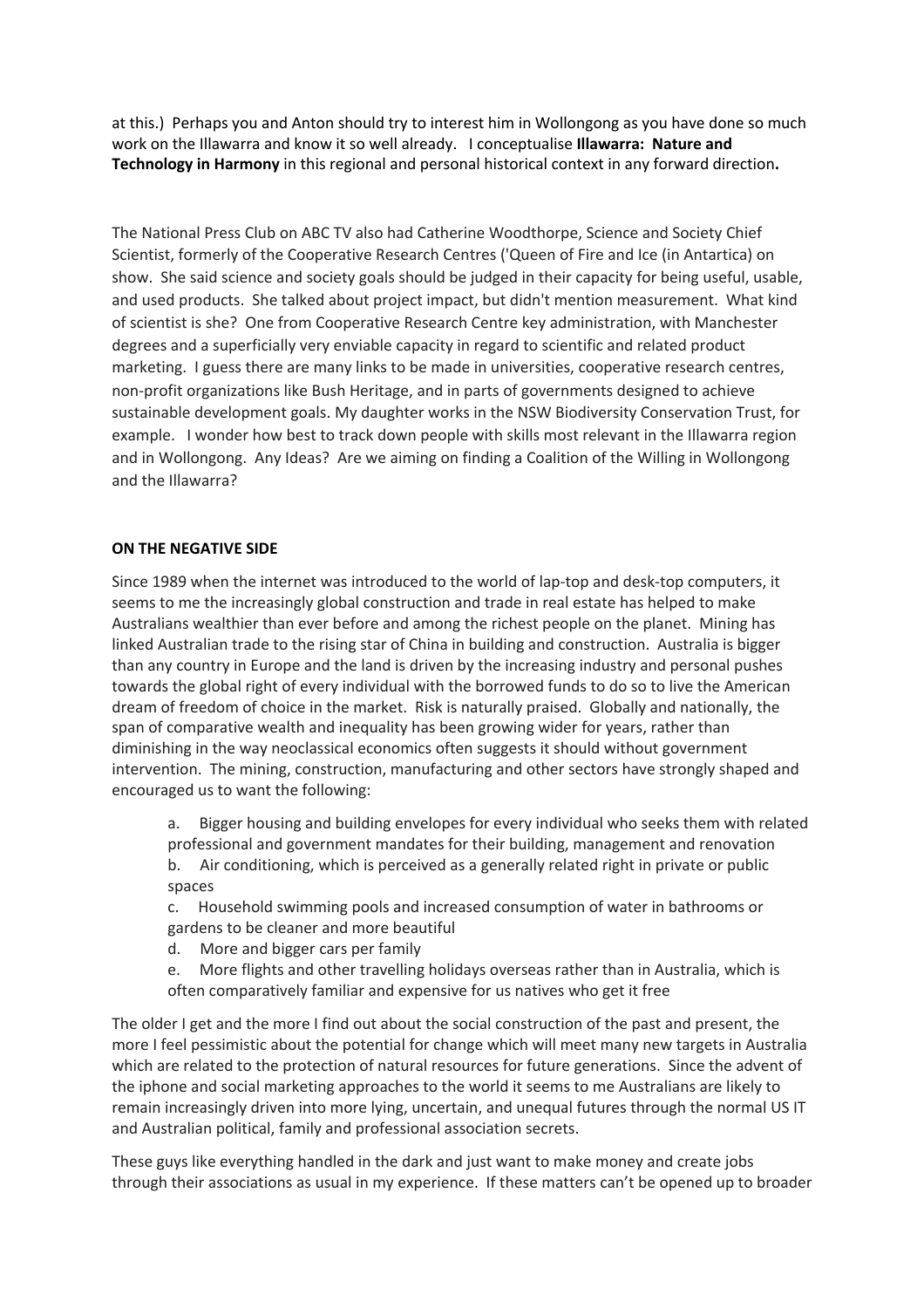at this.) Perhaps you and Anton should try to interest him in Wollongong as you have done so much work on the Illawarra and know it so well already. I conceptualise **Illawarra: Nature and Technology in Harmony** in this regional and personal historical context in any forward direction**.**

The National Press Club on ABC TV also had Catherine Woodthorpe, Science and Society Chief Scientist, formerly of the Cooperative Research Centres ('Queen of Fire and Ice (in Antartica) on show. She said science and society goals should be judged in their capacity for being useful, usable, and used products. She talked about project impact, but didn't mention measurement. What kind of scientist is she? One from Cooperative Research Centre key administration, with Manchester degrees and a superficially very enviable capacity in regard to scientific and related product marketing. I guess there are many links to be made in universities, cooperative research centres, non-profit organizations like Bush Heritage, and in parts of governments designed to achieve sustainable development goals. My daughter works in the NSW Biodiversity Conservation Trust, for example. I wonder how best to track down people with skills most relevant in the Illawarra region and in Wollongong. Any Ideas? Are we aiming on finding a Coalition of the Willing in Wollongong and the Illawarra?

**ON THE NEGATIVE SIDE**

Since 1989 when the internet was introduced to the world of lap-top and desk-top computers, it seems to me the increasingly global construction and trade in real estate has helped to make Australians wealthier than ever before and among the richest people on the planet. Mining has linked Australian trade to the rising star of China in building and construction. Australia is bigger than any country in Europe and the land is driven by the increasing industry and personal pushes towards the global right of every individual with the borrowed funds to do so to live the American dream of freedom of choice in the market. Risk is naturally praised. Globally and nationally, the span of comparative wealth and inequality has been growing wider for years, rather than diminishing in the way neoclassical economics often suggests it should without government intervention. The mining, construction, manufacturing and other sectors have strongly shaped and encouraged us to want the following:

a. Bigger housing and building envelopes for every individual who seeks them with related professional and government mandates for their building, management and renovation
b. Air conditioning, which is perceived as a generally related right in private or public spaces
c. Household swimming pools and increased consumption of water in bathrooms or gardens to be cleaner and more beautiful
d. More and bigger cars per family
e. More flights and other travelling holidays overseas rather than in Australia, which is often comparatively familiar and expensive for us natives who get it free

The older I get and the more I find out about the social construction of the past and present, the more I feel pessimistic about the potential for change which will meet many new targets in Australia which are related to the protection of natural resources for future generations. Since the advent of the iphone and social marketing approaches to the world it seems to me Australians are likely to remain increasingly driven into more lying, uncertain, and unequal futures through the normal US IT and Australian political, family and professional association secrets.

These guys like everything handled in the dark and just want to make money and create jobs through their associations as usual in my experience. If these matters can't be opened up to broader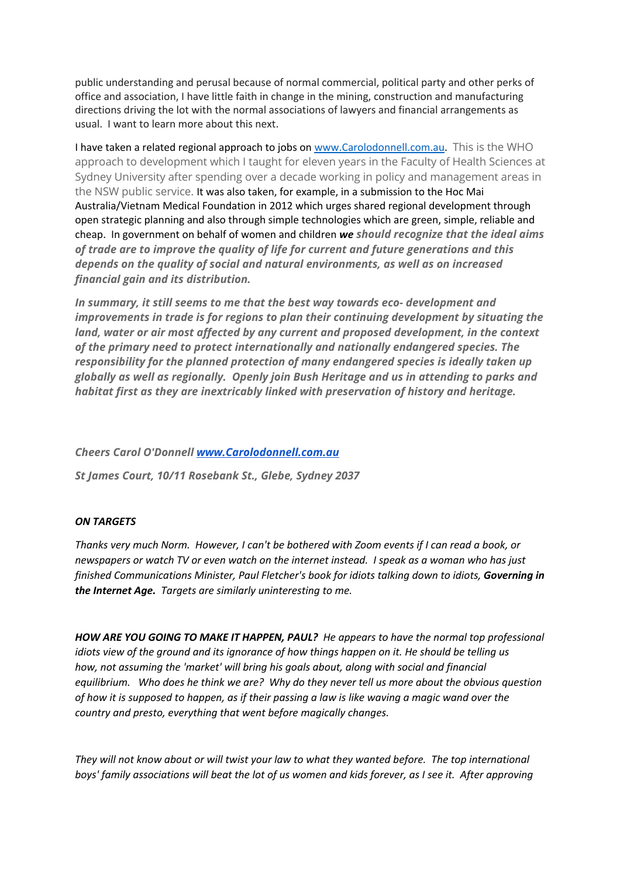public understanding and perusal because of normal commercial, political party and other perks of office and association, I have little faith in change in the mining, construction and manufacturing directions driving the lot with the normal associations of lawyers and financial arrangements as usual. I want to learn more about this next.

I have taken a related regional approach to jobs on [www.Carolodonnell.com.au](http://www.Carolodonnell.com.au). This is the WHO approach to development which I taught for eleven years in the Faculty of Health Sciences at Sydney University after spending over a decade working in policy and management areas in the NSW public service. It was also taken, for example, in a submission to the Hoc Mai Australia/Vietnam Medical Foundation in 2012 which urges shared regional development through open strategic planning and also through simple technologies which are green, simple, reliable and cheap. In government on behalf of women and children ***we should recognize that the ideal aims of trade are to improve the quality of life for current and future generations and this depends on the quality of social and natural environments, as well as on increased financial gain and its distribution.***

***In summary, it still seems to me that the best way towards eco- development and improvements in trade is for regions to plan their continuing development by situating the land, water or air most affected by any current and proposed development, in the context of the primary need to protect internationally and nationally endangered species. The responsibility for the planned protection of many endangered species is ideally taken up globally as well as regionally. Openly join Bush Heritage and us in attending to parks and habitat first as they are inextricably linked with preservation of history and heritage.***

***Cheers Carol O'Donnell [www.Carolodonnell.com.au](http://www.Carolodonnell.com.au)***

***St James Court, 10/11 Rosebank St., Glebe, Sydney 2037***

***ON TARGETS***

*Thanks very much Norm. However, I can't be bothered with Zoom events if I can read a book, or newspapers or watch TV or even watch on the internet instead. I speak as a woman who has just finished Communications Minister, Paul Fletcher's book for idiots talking down to idiots,* ***Governing in the Internet Age.*** *Targets are similarly uninteresting to me.*

***HOW ARE YOU GOING TO MAKE IT HAPPEN, PAUL?*** *He appears to have the normal top professional idiots view of the ground and its ignorance of how things happen on it. He should be telling us how, not assuming the 'market' will bring his goals about, along with social and financial equilibrium. Who does he think we are? Why do they never tell us more about the obvious question of how it is supposed to happen, as if their passing a law is like waving a magic wand over the country and presto, everything that went before magically changes.*

*They will not know about or will twist your law to what they wanted before. The top international boys' family associations will beat the lot of us women and kids forever, as I see it. After approving*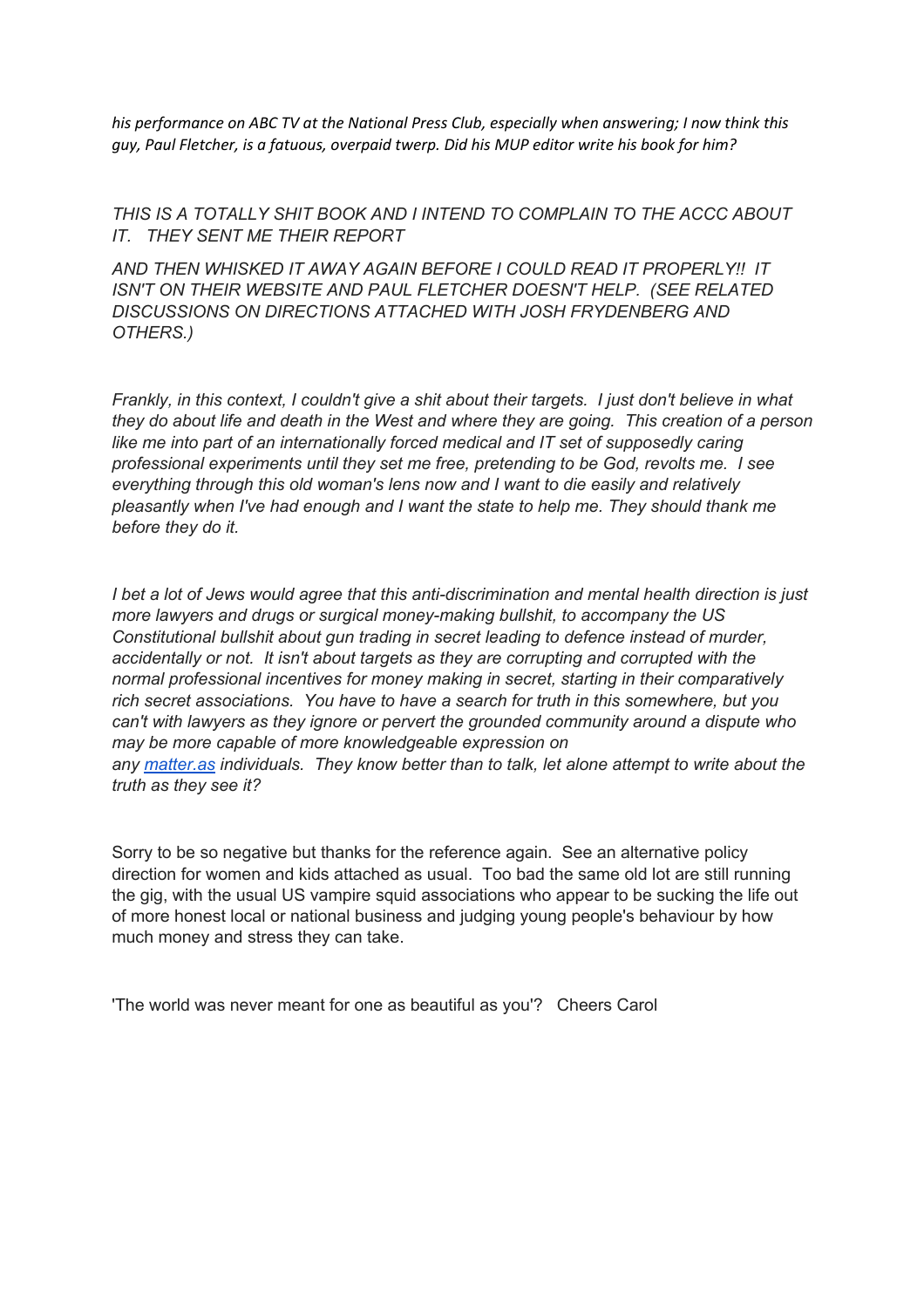*his performance on ABC TV at the National Press Club, especially when answering; I now think this guy, Paul Fletcher, is a fatuous, overpaid twerp. Did his MUP editor write his book for him?*

*THIS IS A TOTALLY SHIT BOOK AND I INTEND TO COMPLAIN TO THE ACCC ABOUT IT. THEY SENT ME THEIR REPORT*

*AND THEN WHISKED IT AWAY AGAIN BEFORE I COULD READ IT PROPERLY!! IT ISN'T ON THEIR WEBSITE AND PAUL FLETCHER DOESN'T HELP. (SEE RELATED DISCUSSIONS ON DIRECTIONS ATTACHED WITH JOSH FRYDENBERG AND OTHERS.)*

*Frankly, in this context, I couldn't give a shit about their targets. I just don't believe in what they do about life and death in the West and where they are going. This creation of a person like me into part of an internationally forced medical and IT set of supposedly caring professional experiments until they set me free, pretending to be God, revolts me. I see everything through this old woman's lens now and I want to die easily and relatively pleasantly when I've had enough and I want the state to help me. They should thank me before they do it.*

*I bet a lot of Jews would agree that this anti-discrimination and mental health direction is just more lawyers and drugs or surgical money-making bullshit, to accompany the US Constitutional bullshit about gun trading in secret leading to defence instead of murder, accidentally or not. It isn't about targets as they are corrupting and corrupted with the normal professional incentives for money making in secret, starting in their comparatively rich secret associations. You have to have a search for truth in this somewhere, but you can't with lawyers as they ignore or pervert the grounded community around a dispute who may be more capable of more knowledgeable expression on any [matter.as](matter.as) individuals. They know better than to talk, let alone attempt to write about the truth as they see it?*

Sorry to be so negative but thanks for the reference again. See an alternative policy direction for women and kids attached as usual. Too bad the same old lot are still running the gig, with the usual US vampire squid associations who appear to be sucking the life out of more honest local or national business and judging young people's behaviour by how much money and stress they can take.

'The world was never meant for one as beautiful as you'? Cheers Carol